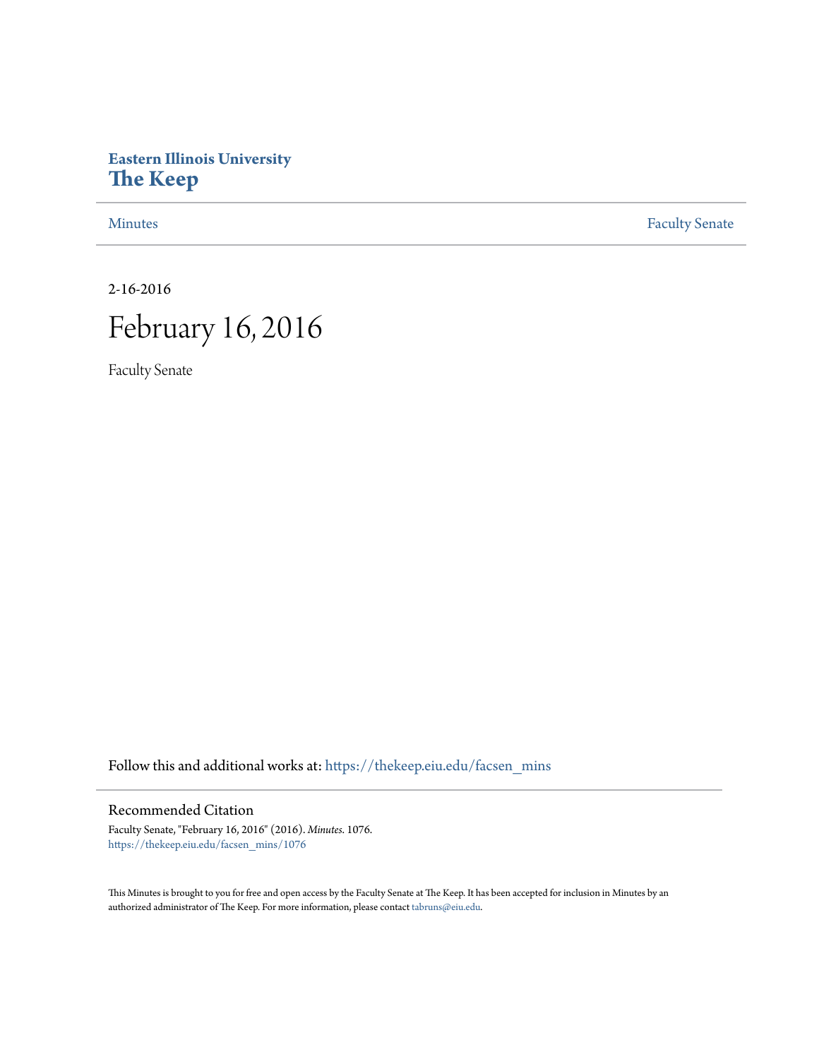**Eastern Illinois University**
# The Keep

Minutes | Faculty Senate

2-16-2016

# February 16, 2016

Faculty Senate

Follow this and additional works at: https://thekeep.eiu.edu/facsen_mins

## Recommended Citation

Faculty Senate, "February 16, 2016" (2016). *Minutes*. 1076.
https://thekeep.eiu.edu/facsen_mins/1076

This Minutes is brought to you for free and open access by the Faculty Senate at The Keep. It has been accepted for inclusion in Minutes by an authorized administrator of The Keep. For more information, please contact tabruns@eiu.edu.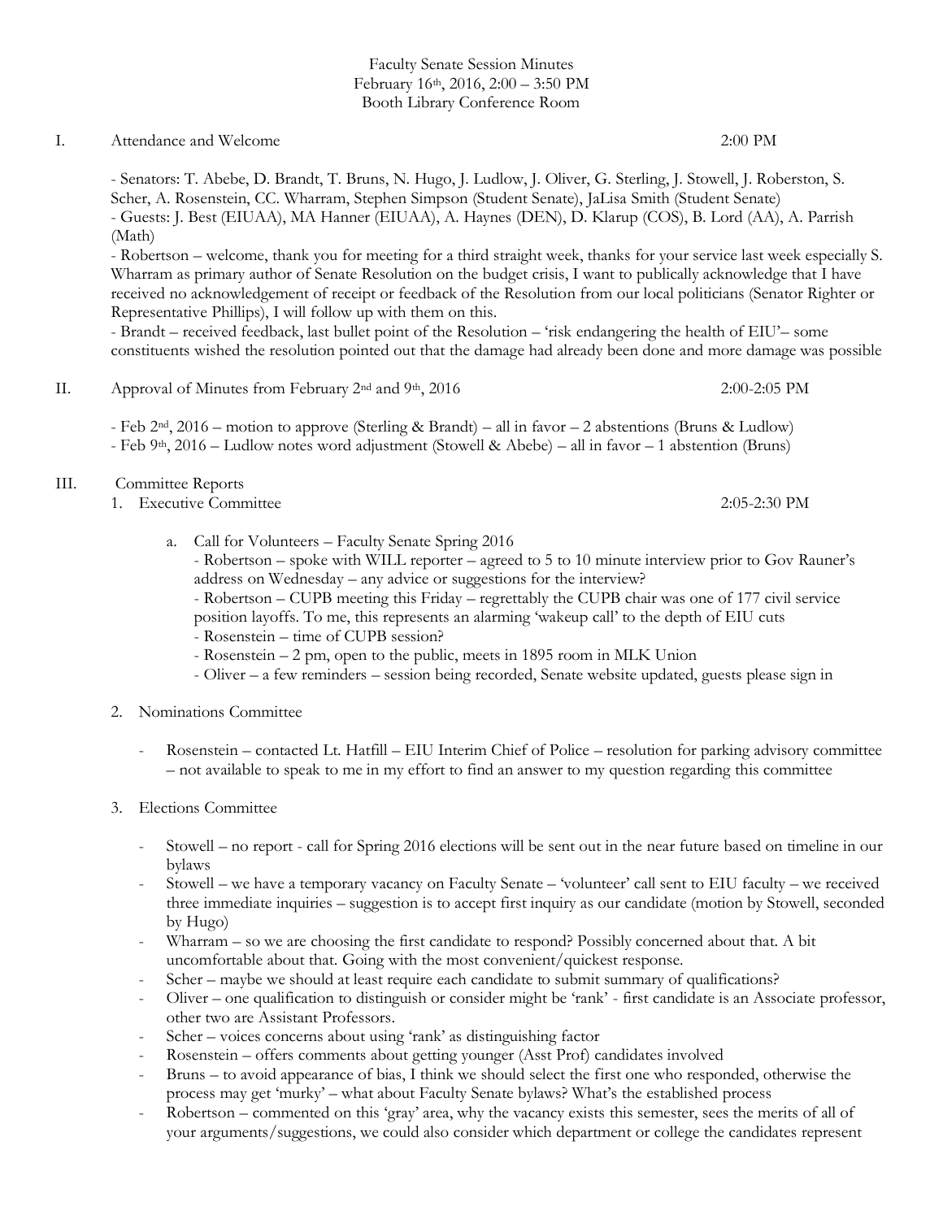Faculty Senate Session Minutes
February 16th, 2016, 2:00 – 3:50 PM
Booth Library Conference Room

I. Attendance and Welcome 2:00 PM

- Senators: T. Abebe, D. Brandt, T. Bruns, N. Hugo, J. Ludlow, J. Oliver, G. Sterling, J. Stowell, J. Roberston, S. Scher, A. Rosenstein, CC. Wharram, Stephen Simpson (Student Senate), JaLisa Smith (Student Senate)
- Guests: J. Best (EIUAA), MA Hanner (EIUAA), A. Haynes (DEN), D. Klarup (COS), B. Lord (AA), A. Parrish (Math)
- Robertson – welcome, thank you for meeting for a third straight week, thanks for your service last week especially S. Wharram as primary author of Senate Resolution on the budget crisis, I want to publically acknowledge that I have received no acknowledgement of receipt or feedback of the Resolution from our local politicians (Senator Righter or Representative Phillips), I will follow up with them on this.
- Brandt – received feedback, last bullet point of the Resolution – 'risk endangering the health of EIU'– some constituents wished the resolution pointed out that the damage had already been done and more damage was possible

II. Approval of Minutes from February 2nd and 9th, 2016 2:00-2:05 PM

- Feb 2nd, 2016 – motion to approve (Sterling & Brandt) – all in favor – 2 abstentions (Bruns & Ludlow)
- Feb 9th, 2016 – Ludlow notes word adjustment (Stowell & Abebe) – all in favor – 1 abstention (Bruns)

III. Committee Reports

1. Executive Committee 2:05-2:30 PM

   a. Call for Volunteers – Faculty Senate Spring 2016
      - Robertson – spoke with WILL reporter – agreed to 5 to 10 minute interview prior to Gov Rauner's address on Wednesday – any advice or suggestions for the interview?
      - Robertson – CUPB meeting this Friday – regrettably the CUPB chair was one of 177 civil service position layoffs. To me, this represents an alarming 'wakeup call' to the depth of EIU cuts
      - Rosenstein – time of CUPB session?
      - Rosenstein – 2 pm, open to the public, meets in 1895 room in MLK Union
      - Oliver – a few reminders – session being recorded, Senate website updated, guests please sign in

2. Nominations Committee

   - Rosenstein – contacted Lt. Hatfill – EIU Interim Chief of Police – resolution for parking advisory committee – not available to speak to me in my effort to find an answer to my question regarding this committee

3. Elections Committee

   - Stowell – no report - call for Spring 2016 elections will be sent out in the near future based on timeline in our bylaws
   - Stowell – we have a temporary vacancy on Faculty Senate – 'volunteer' call sent to EIU faculty – we received three immediate inquiries – suggestion is to accept first inquiry as our candidate (motion by Stowell, seconded by Hugo)
   - Wharram – so we are choosing the first candidate to respond? Possibly concerned about that. A bit uncomfortable about that. Going with the most convenient/quickest response.
   - Scher – maybe we should at least require each candidate to submit summary of qualifications?
   - Oliver – one qualification to distinguish or consider might be 'rank' - first candidate is an Associate professor, other two are Assistant Professors.
   - Scher – voices concerns about using 'rank' as distinguishing factor
   - Rosenstein – offers comments about getting younger (Asst Prof) candidates involved
   - Bruns – to avoid appearance of bias, I think we should select the first one who responded, otherwise the process may get 'murky' – what about Faculty Senate bylaws? What's the established process
   - Robertson – commented on this 'gray' area, why the vacancy exists this semester, sees the merits of all of your arguments/suggestions, we could also consider which department or college the candidates represent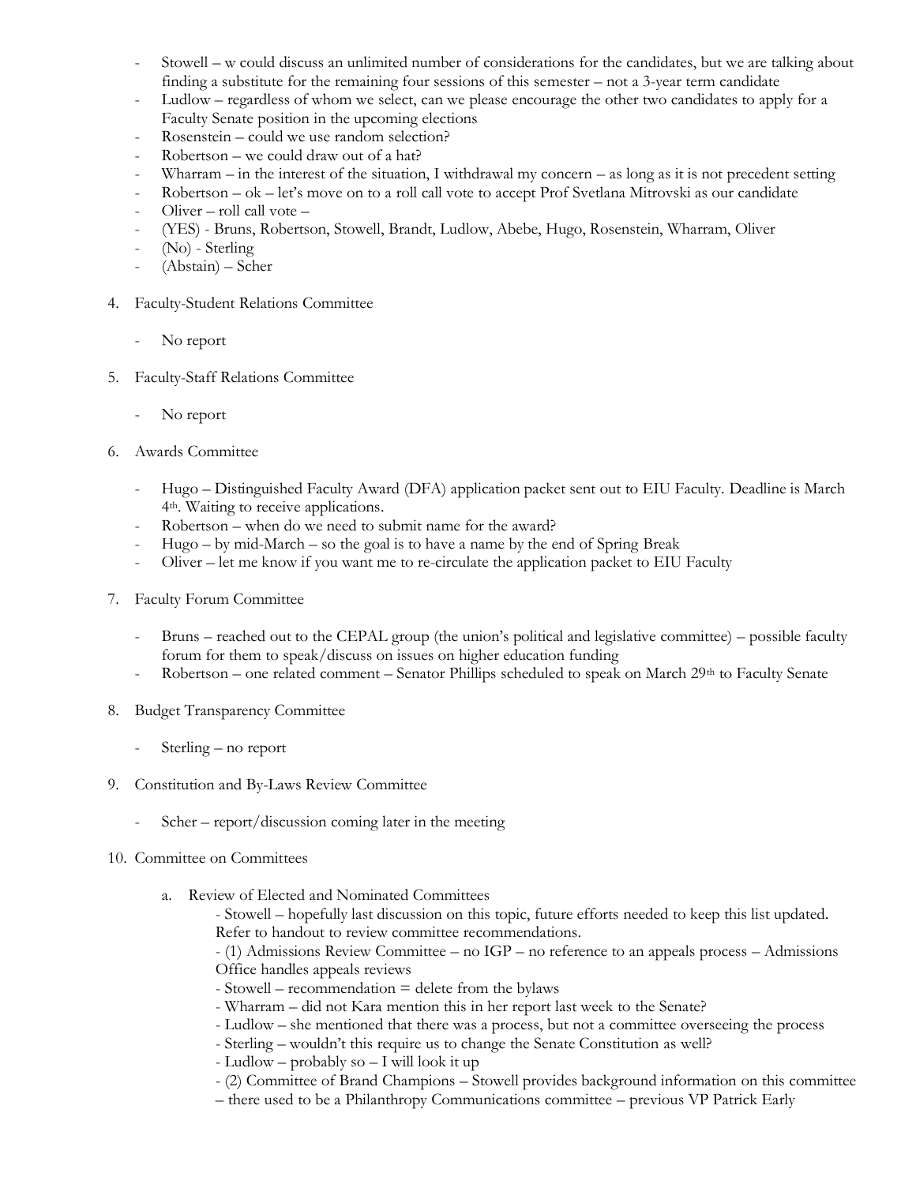- Stowell – w could discuss an unlimited number of considerations for the candidates, but we are talking about finding a substitute for the remaining four sessions of this semester – not a 3-year term candidate
- Ludlow – regardless of whom we select, can we please encourage the other two candidates to apply for a Faculty Senate position in the upcoming elections
- Rosenstein – could we use random selection?
- Robertson – we could draw out of a hat?
- Wharram – in the interest of the situation, I withdrawal my concern – as long as it is not precedent setting
- Robertson – ok – let's move on to a roll call vote to accept Prof Svetlana Mitrovski as our candidate
- Oliver – roll call vote –
- (YES) - Bruns, Robertson, Stowell, Brandt, Ludlow, Abebe, Hugo, Rosenstein, Wharram, Oliver
- (No) - Sterling
- (Abstain) – Scher

4. Faculty-Student Relations Committee

   - No report

5. Faculty-Staff Relations Committee

   - No report

6. Awards Committee

   - Hugo – Distinguished Faculty Award (DFA) application packet sent out to EIU Faculty. Deadline is March 4th. Waiting to receive applications.
   - Robertson – when do we need to submit name for the award?
   - Hugo – by mid-March – so the goal is to have a name by the end of Spring Break
   - Oliver – let me know if you want me to re-circulate the application packet to EIU Faculty

7. Faculty Forum Committee

   - Bruns – reached out to the CEPAL group (the union's political and legislative committee) – possible faculty forum for them to speak/discuss on issues on higher education funding
   - Robertson – one related comment – Senator Phillips scheduled to speak on March 29th to Faculty Senate

8. Budget Transparency Committee

   - Sterling – no report

9. Constitution and By-Laws Review Committee

   - Scher – report/discussion coming later in the meeting

10. Committee on Committees

    a. Review of Elected and Nominated Committees

       - Stowell – hopefully last discussion on this topic, future efforts needed to keep this list updated. Refer to handout to review committee recommendations.
       - (1) Admissions Review Committee – no IGP – no reference to an appeals process – Admissions Office handles appeals reviews
       - Stowell – recommendation = delete from the bylaws
       - Wharram – did not Kara mention this in her report last week to the Senate?
       - Ludlow – she mentioned that there was a process, but not a committee overseeing the process
       - Sterling – wouldn't this require us to change the Senate Constitution as well?
       - Ludlow – probably so – I will look it up
       - (2) Committee of Brand Champions – Stowell provides background information on this committee – there used to be a Philanthropy Communications committee – previous VP Patrick Early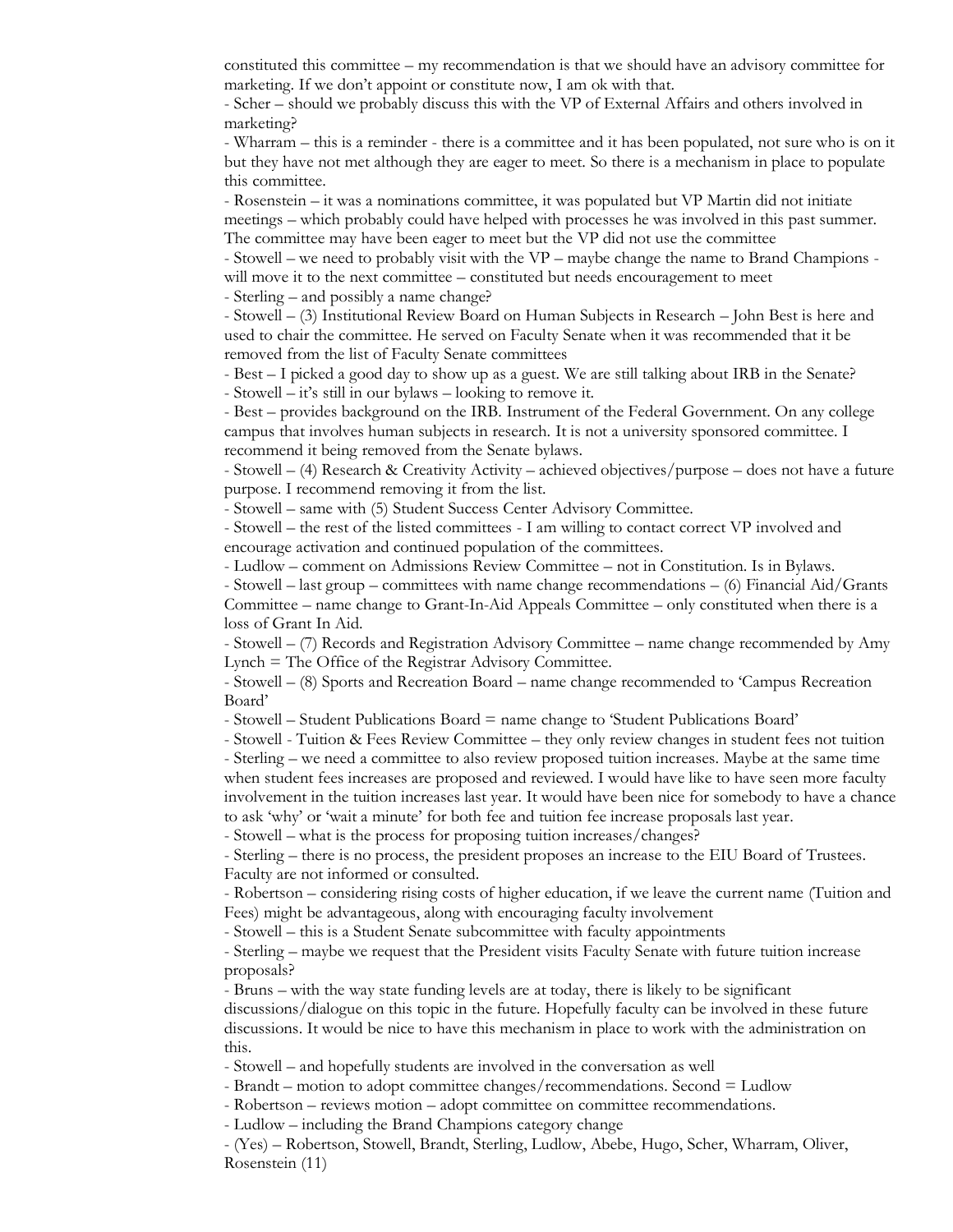constituted this committee – my recommendation is that we should have an advisory committee for marketing. If we don't appoint or constitute now, I am ok with that.

- Scher – should we probably discuss this with the VP of External Affairs and others involved in marketing?
- Wharram – this is a reminder - there is a committee and it has been populated, not sure who is on it but they have not met although they are eager to meet. So there is a mechanism in place to populate this committee.
- Rosenstein – it was a nominations committee, it was populated but VP Martin did not initiate meetings – which probably could have helped with processes he was involved in this past summer. The committee may have been eager to meet but the VP did not use the committee
- Stowell – we need to probably visit with the VP – maybe change the name to Brand Champions - will move it to the next committee – constituted but needs encouragement to meet
- Sterling – and possibly a name change?
- Stowell – (3) Institutional Review Board on Human Subjects in Research – John Best is here and used to chair the committee. He served on Faculty Senate when it was recommended that it be removed from the list of Faculty Senate committees
- Best – I picked a good day to show up as a guest. We are still talking about IRB in the Senate?
- Stowell – it's still in our bylaws – looking to remove it.
- Best – provides background on the IRB. Instrument of the Federal Government. On any college campus that involves human subjects in research. It is not a university sponsored committee. I recommend it being removed from the Senate bylaws.
- Stowell – (4) Research & Creativity Activity – achieved objectives/purpose – does not have a future purpose. I recommend removing it from the list.
- Stowell – same with (5) Student Success Center Advisory Committee.
- Stowell – the rest of the listed committees - I am willing to contact correct VP involved and encourage activation and continued population of the committees.
- Ludlow – comment on Admissions Review Committee – not in Constitution. Is in Bylaws.
- Stowell – last group – committees with name change recommendations – (6) Financial Aid/Grants Committee – name change to Grant-In-Aid Appeals Committee – only constituted when there is a loss of Grant In Aid.
- Stowell – (7) Records and Registration Advisory Committee – name change recommended by Amy Lynch = The Office of the Registrar Advisory Committee.
- Stowell – (8) Sports and Recreation Board – name change recommended to 'Campus Recreation Board'
- Stowell – Student Publications Board = name change to 'Student Publications Board'
- Stowell - Tuition & Fees Review Committee – they only review changes in student fees not tuition
- Sterling – we need a committee to also review proposed tuition increases. Maybe at the same time when student fees increases are proposed and reviewed. I would have like to have seen more faculty involvement in the tuition increases last year. It would have been nice for somebody to have a chance to ask 'why' or 'wait a minute' for both fee and tuition fee increase proposals last year.
- Stowell – what is the process for proposing tuition increases/changes?
- Sterling – there is no process, the president proposes an increase to the EIU Board of Trustees. Faculty are not informed or consulted.
- Robertson – considering rising costs of higher education, if we leave the current name (Tuition and Fees) might be advantageous, along with encouraging faculty involvement
- Stowell – this is a Student Senate subcommittee with faculty appointments
- Sterling – maybe we request that the President visits Faculty Senate with future tuition increase proposals?
- Bruns – with the way state funding levels are at today, there is likely to be significant discussions/dialogue on this topic in the future. Hopefully faculty can be involved in these future discussions. It would be nice to have this mechanism in place to work with the administration on this.
- Stowell – and hopefully students are involved in the conversation as well
- Brandt – motion to adopt committee changes/recommendations. Second = Ludlow
- Robertson – reviews motion – adopt committee on committee recommendations.
- Ludlow – including the Brand Champions category change
- (Yes) – Robertson, Stowell, Brandt, Sterling, Ludlow, Abebe, Hugo, Scher, Wharram, Oliver, Rosenstein (11)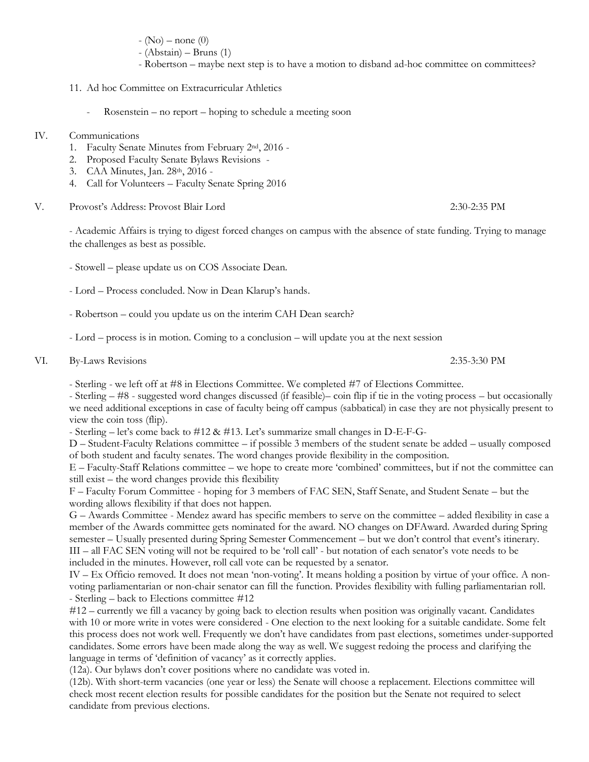- (No) – none (0)
- (Abstain) – Bruns (1)
- Robertson – maybe next step is to have a motion to disband ad-hoc committee on committees?

11. Ad hoc Committee on Extracurricular Athletics

    - Rosenstein – no report – hoping to schedule a meeting soon

IV. Communications

1. Faculty Senate Minutes from February 2nd, 2016 -
2. Proposed Faculty Senate Bylaws Revisions -
3. CAA Minutes, Jan. 28th, 2016 -
4. Call for Volunteers – Faculty Senate Spring 2016

V. Provost's Address: Provost Blair Lord 2:30-2:35 PM

- Academic Affairs is trying to digest forced changes on campus with the absence of state funding. Trying to manage the challenges as best as possible.

- Stowell – please update us on COS Associate Dean.

- Lord – Process concluded. Now in Dean Klarup's hands.

- Robertson – could you update us on the interim CAH Dean search?

- Lord – process is in motion. Coming to a conclusion – will update you at the next session

VI. By-Laws Revisions 2:35-3:30 PM

- Sterling - we left off at #8 in Elections Committee. We completed #7 of Elections Committee.
- Sterling – #8 - suggested word changes discussed (if feasible)– coin flip if tie in the voting process – but occasionally we need additional exceptions in case of faculty being off campus (sabbatical) in case they are not physically present to view the coin toss (flip).
- Sterling – let's come back to #12 & #13. Let's summarize small changes in D-E-F-G-

D – Student-Faculty Relations committee – if possible 3 members of the student senate be added – usually composed of both student and faculty senates. The word changes provide flexibility in the composition.
E – Faculty-Staff Relations committee – we hope to create more 'combined' committees, but if not the committee can still exist – the word changes provide this flexibility
F – Faculty Forum Committee - hoping for 3 members of FAC SEN, Staff Senate, and Student Senate – but the wording allows flexibility if that does not happen.
G – Awards Committee - Mendez award has specific members to serve on the committee – added flexibility in case a member of the Awards committee gets nominated for the award. NO changes on DFAward. Awarded during Spring semester – Usually presented during Spring Semester Commencement – but we don't control that event's itinerary.
III – all FAC SEN voting will not be required to be 'roll call' - but notation of each senator's vote needs to be included in the minutes. However, roll call vote can be requested by a senator.
IV – Ex Officio removed. It does not mean 'non-voting'. It means holding a position by virtue of your office. A non-voting parliamentarian or non-chair senator can fill the function. Provides flexibility with fulling parliamentarian roll.
- Sterling – back to Elections committee #12
#12 – currently we fill a vacancy by going back to election results when position was originally vacant. Candidates with 10 or more write in votes were considered - One election to the next looking for a suitable candidate. Some felt this process does not work well. Frequently we don't have candidates from past elections, sometimes under-supported candidates. Some errors have been made along the way as well. We suggest redoing the process and clarifying the language in terms of 'definition of vacancy' as it correctly applies.
(12a). Our bylaws don't cover positions where no candidate was voted in.
(12b). With short-term vacancies (one year or less) the Senate will choose a replacement. Elections committee will check most recent election results for possible candidates for the position but the Senate not required to select candidate from previous elections.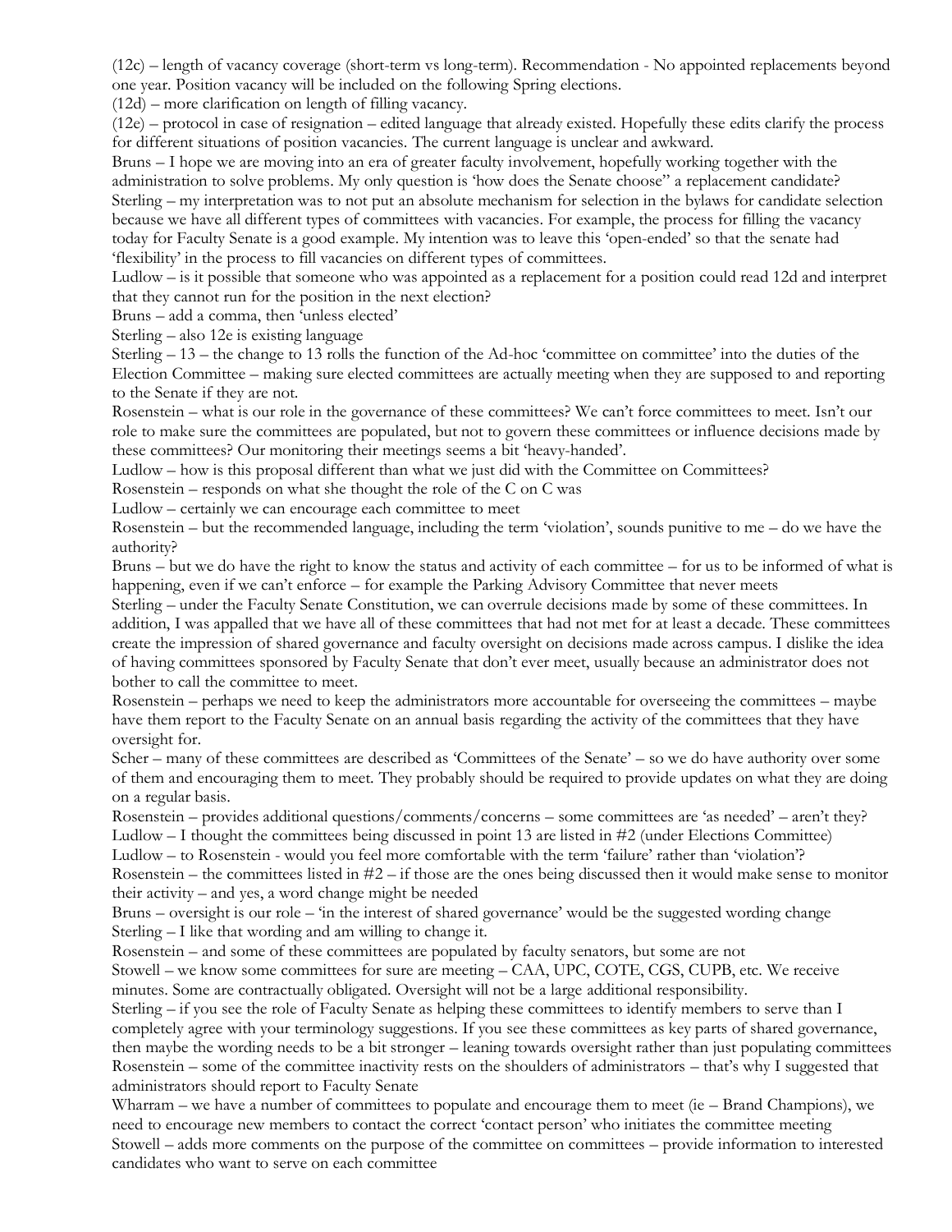(12c) – length of vacancy coverage (short-term vs long-term). Recommendation - No appointed replacements beyond one year. Position vacancy will be included on the following Spring elections.

(12d) – more clarification on length of filling vacancy.

(12e) – protocol in case of resignation – edited language that already existed. Hopefully these edits clarify the process for different situations of position vacancies. The current language is unclear and awkward.

Bruns – I hope we are moving into an era of greater faculty involvement, hopefully working together with the administration to solve problems. My only question is 'how does the Senate choose" a replacement candidate?

Sterling – my interpretation was to not put an absolute mechanism for selection in the bylaws for candidate selection because we have all different types of committees with vacancies. For example, the process for filling the vacancy today for Faculty Senate is a good example. My intention was to leave this 'open-ended' so that the senate had 'flexibility' in the process to fill vacancies on different types of committees.

Ludlow – is it possible that someone who was appointed as a replacement for a position could read 12d and interpret that they cannot run for the position in the next election?

Bruns – add a comma, then 'unless elected'

Sterling – also 12e is existing language

Sterling – 13 – the change to 13 rolls the function of the Ad-hoc 'committee on committee' into the duties of the Election Committee – making sure elected committees are actually meeting when they are supposed to and reporting to the Senate if they are not.

Rosenstein – what is our role in the governance of these committees? We can't force committees to meet. Isn't our role to make sure the committees are populated, but not to govern these committees or influence decisions made by these committees? Our monitoring their meetings seems a bit 'heavy-handed'.

Ludlow – how is this proposal different than what we just did with the Committee on Committees?

Rosenstein – responds on what she thought the role of the C on C was

Ludlow – certainly we can encourage each committee to meet

Rosenstein – but the recommended language, including the term 'violation', sounds punitive to me – do we have the authority?

Bruns – but we do have the right to know the status and activity of each committee – for us to be informed of what is happening, even if we can't enforce – for example the Parking Advisory Committee that never meets

Sterling – under the Faculty Senate Constitution, we can overrule decisions made by some of these committees. In addition, I was appalled that we have all of these committees that had not met for at least a decade. These committees create the impression of shared governance and faculty oversight on decisions made across campus. I dislike the idea of having committees sponsored by Faculty Senate that don't ever meet, usually because an administrator does not bother to call the committee to meet.

Rosenstein – perhaps we need to keep the administrators more accountable for overseeing the committees – maybe have them report to the Faculty Senate on an annual basis regarding the activity of the committees that they have oversight for.

Scher – many of these committees are described as 'Committees of the Senate' – so we do have authority over some of them and encouraging them to meet. They probably should be required to provide updates on what they are doing on a regular basis.

Rosenstein – provides additional questions/comments/concerns – some committees are 'as needed' – aren't they?

Ludlow – I thought the committees being discussed in point 13 are listed in #2 (under Elections Committee)

Ludlow – to Rosenstein - would you feel more comfortable with the term 'failure' rather than 'violation'?

Rosenstein – the committees listed in #2 – if those are the ones being discussed then it would make sense to monitor their activity – and yes, a word change might be needed

Bruns – oversight is our role – 'in the interest of shared governance' would be the suggested wording change

Sterling – I like that wording and am willing to change it.

Rosenstein – and some of these committees are populated by faculty senators, but some are not

Stowell – we know some committees for sure are meeting – CAA, UPC, COTE, CGS, CUPB, etc. We receive minutes. Some are contractually obligated. Oversight will not be a large additional responsibility.

Sterling – if you see the role of Faculty Senate as helping these committees to identify members to serve than I completely agree with your terminology suggestions. If you see these committees as key parts of shared governance, then maybe the wording needs to be a bit stronger – leaning towards oversight rather than just populating committees

Rosenstein – some of the committee inactivity rests on the shoulders of administrators – that's why I suggested that administrators should report to Faculty Senate

Wharram – we have a number of committees to populate and encourage them to meet (ie – Brand Champions), we need to encourage new members to contact the correct 'contact person' who initiates the committee meeting

Stowell – adds more comments on the purpose of the committee on committees – provide information to interested candidates who want to serve on each committee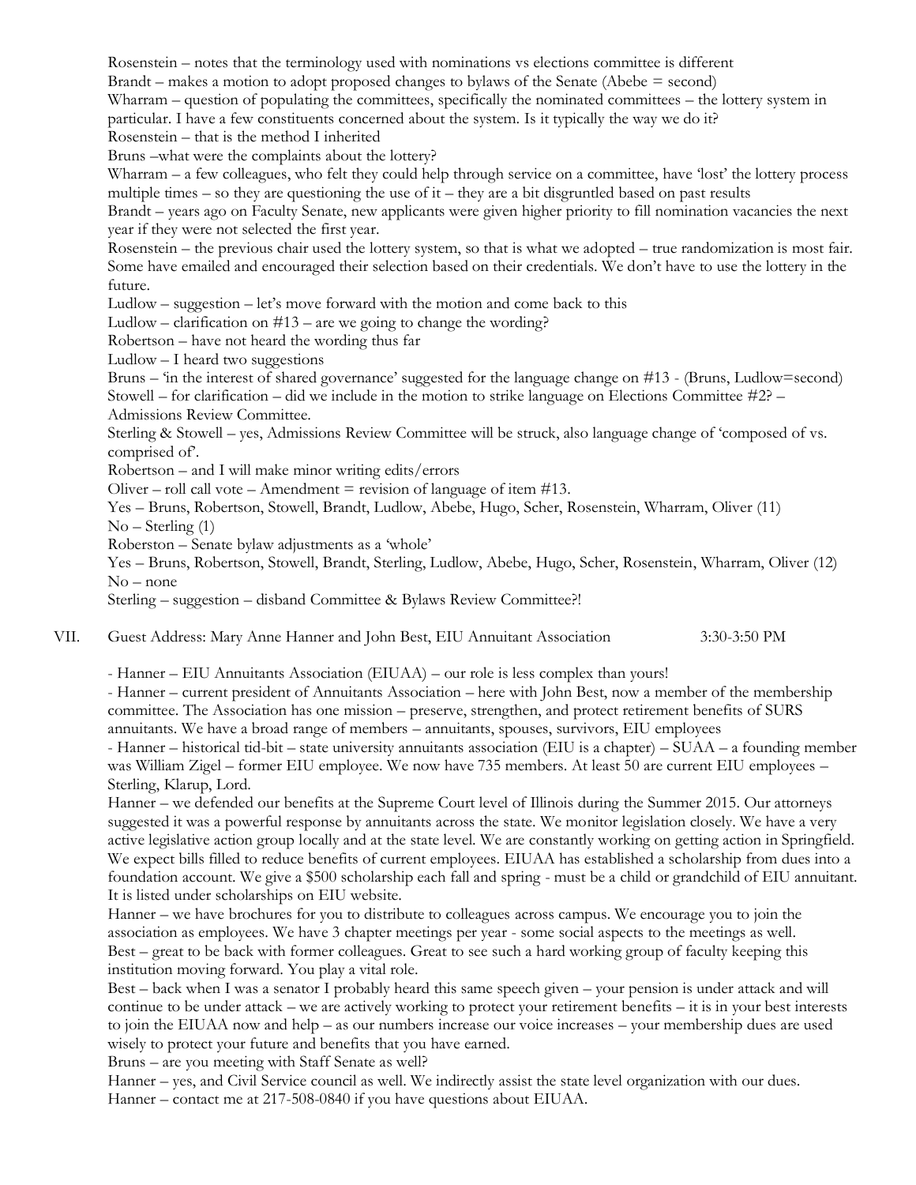Rosenstein – notes that the terminology used with nominations vs elections committee is different

Brandt – makes a motion to adopt proposed changes to bylaws of the Senate (Abebe = second)

Wharram – question of populating the committees, specifically the nominated committees – the lottery system in particular. I have a few constituents concerned about the system. Is it typically the way we do it?

Rosenstein – that is the method I inherited

Bruns –what were the complaints about the lottery?

Wharram – a few colleagues, who felt they could help through service on a committee, have 'lost' the lottery process multiple times – so they are questioning the use of it – they are a bit disgruntled based on past results

Brandt – years ago on Faculty Senate, new applicants were given higher priority to fill nomination vacancies the next year if they were not selected the first year.

Rosenstein – the previous chair used the lottery system, so that is what we adopted – true randomization is most fair. Some have emailed and encouraged their selection based on their credentials. We don't have to use the lottery in the future.

Ludlow – suggestion – let's move forward with the motion and come back to this

Ludlow – clarification on #13 – are we going to change the wording?

Robertson – have not heard the wording thus far

Ludlow – I heard two suggestions

Bruns – 'in the interest of shared governance' suggested for the language change on #13 - (Bruns, Ludlow=second)

Stowell – for clarification – did we include in the motion to strike language on Elections Committee #2? – Admissions Review Committee.

Sterling & Stowell – yes, Admissions Review Committee will be struck, also language change of 'composed of vs. comprised of'.

Robertson – and I will make minor writing edits/errors

Oliver – roll call vote – Amendment = revision of language of item #13.

Yes – Bruns, Robertson, Stowell, Brandt, Ludlow, Abebe, Hugo, Scher, Rosenstein, Wharram, Oliver (11)

No – Sterling (1)

Roberston – Senate bylaw adjustments as a 'whole'

Yes – Bruns, Robertson, Stowell, Brandt, Sterling, Ludlow, Abebe, Hugo, Scher, Rosenstein, Wharram, Oliver (12)

No – none

Sterling – suggestion – disband Committee & Bylaws Review Committee?!

VII. Guest Address: Mary Anne Hanner and John Best, EIU Annuitant Association 3:30-3:50 PM

- Hanner – EIU Annuitants Association (EIUAA) – our role is less complex than yours!
- Hanner – current president of Annuitants Association – here with John Best, now a member of the membership committee. The Association has one mission – preserve, strengthen, and protect retirement benefits of SURS annuitants. We have a broad range of members – annuitants, spouses, survivors, EIU employees
- Hanner – historical tid-bit – state university annuitants association (EIU is a chapter) – SUAA – a founding member was William Zigel – former EIU employee. We now have 735 members. At least 50 are current EIU employees – Sterling, Klarup, Lord.

Hanner – we defended our benefits at the Supreme Court level of Illinois during the Summer 2015. Our attorneys suggested it was a powerful response by annuitants across the state. We monitor legislation closely. We have a very active legislative action group locally and at the state level. We are constantly working on getting action in Springfield. We expect bills filled to reduce benefits of current employees. EIUAA has established a scholarship from dues into a foundation account. We give a $500 scholarship each fall and spring - must be a child or grandchild of EIU annuitant. It is listed under scholarships on EIU website.

Hanner – we have brochures for you to distribute to colleagues across campus. We encourage you to join the association as employees. We have 3 chapter meetings per year - some social aspects to the meetings as well.

Best – great to be back with former colleagues. Great to see such a hard working group of faculty keeping this institution moving forward. You play a vital role.

Best – back when I was a senator I probably heard this same speech given – your pension is under attack and will continue to be under attack – we are actively working to protect your retirement benefits – it is in your best interests to join the EIUAA now and help – as our numbers increase our voice increases – your membership dues are used wisely to protect your future and benefits that you have earned.

Bruns – are you meeting with Staff Senate as well?

Hanner – yes, and Civil Service council as well. We indirectly assist the state level organization with our dues.

Hanner – contact me at 217-508-0840 if you have questions about EIUAA.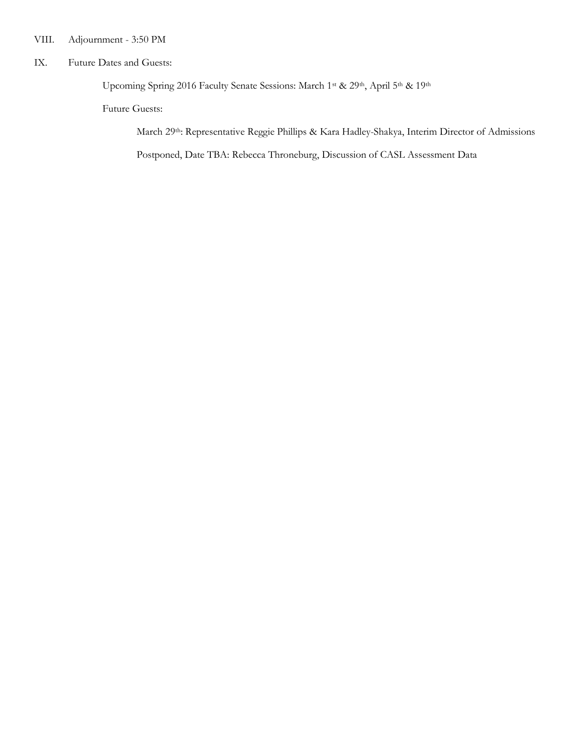VIII. Adjournment - 3:50 PM

IX. Future Dates and Guests:

Upcoming Spring 2016 Faculty Senate Sessions: March 1st & 29th, April 5th & 19th

Future Guests:

March 29th: Representative Reggie Phillips & Kara Hadley-Shakya, Interim Director of Admissions

Postponed, Date TBA: Rebecca Throneburg, Discussion of CASL Assessment Data